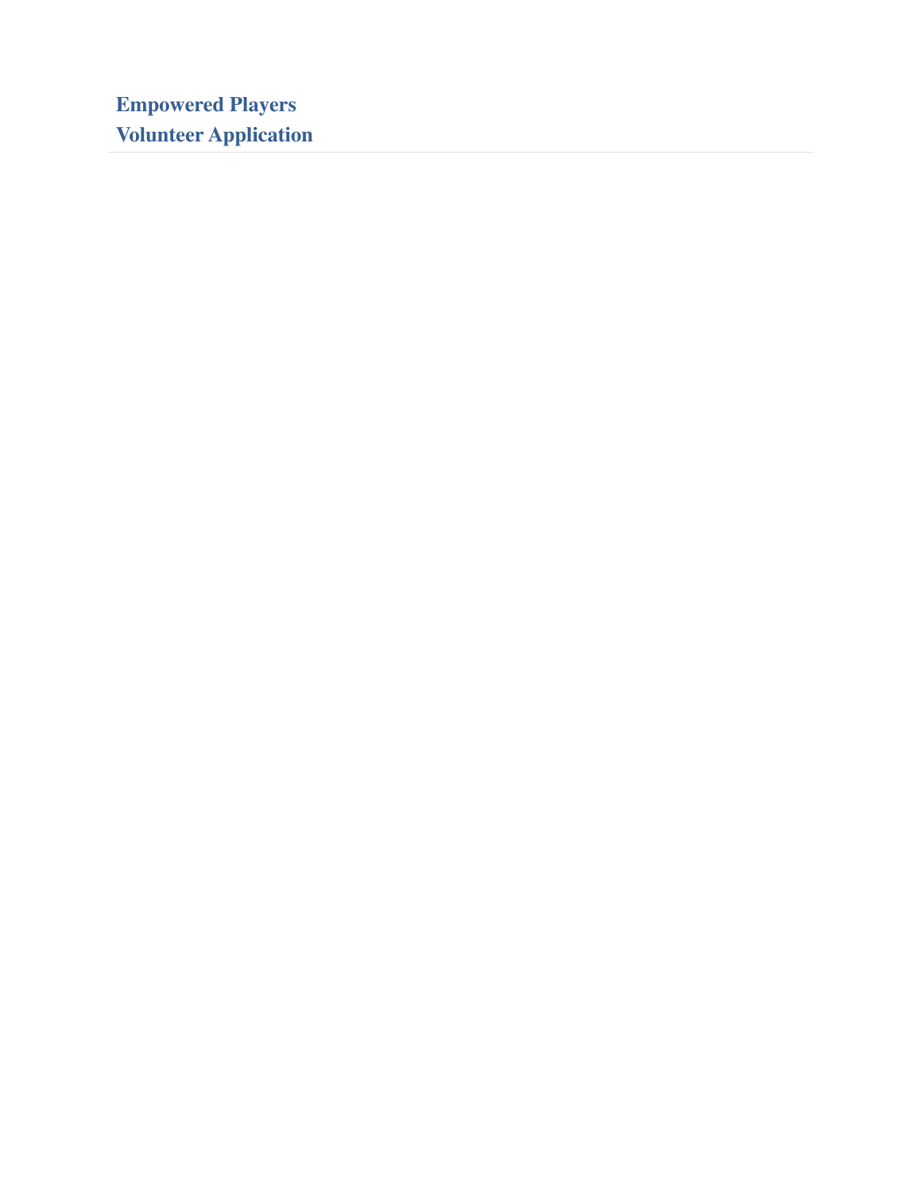# Empowered Players

# Volunteer Application

---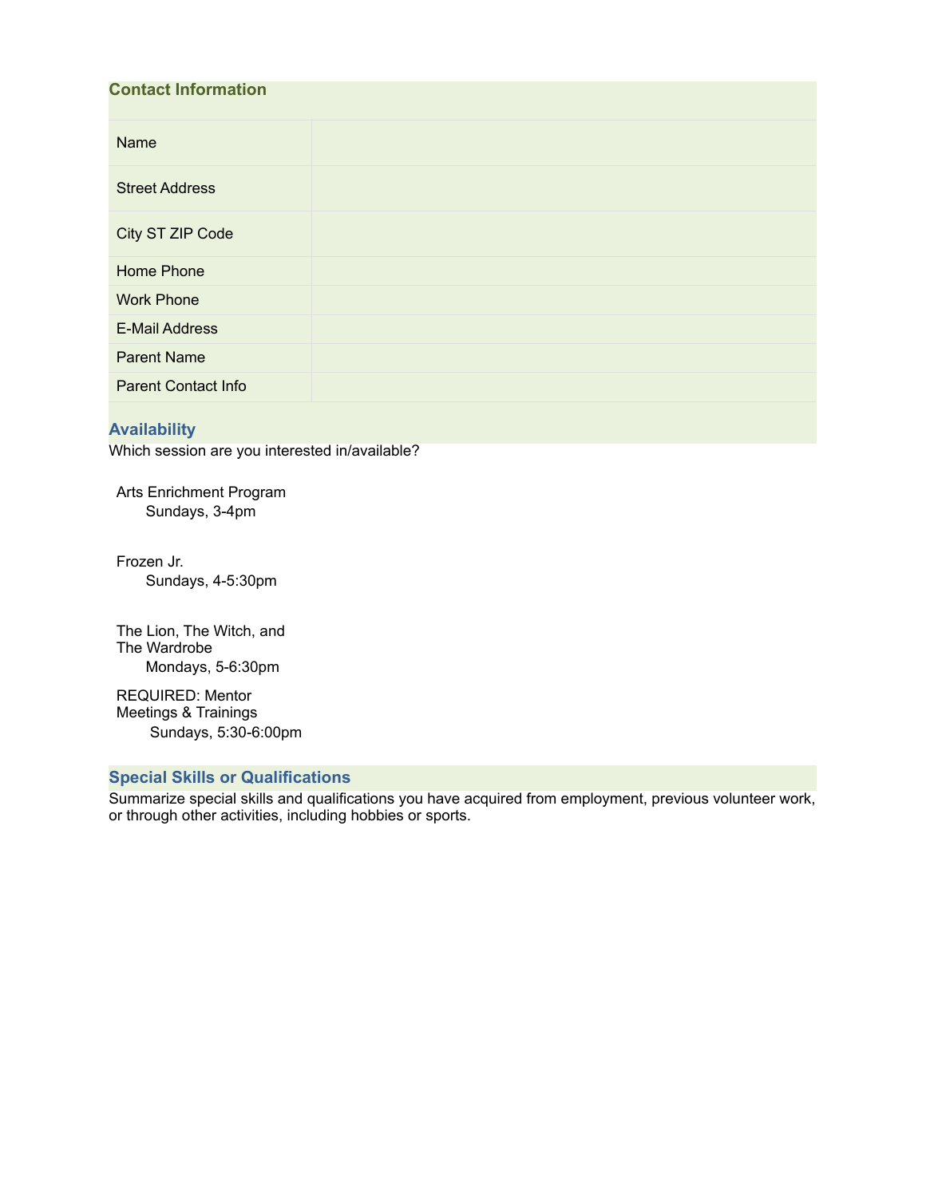## Contact Information

| | |
|---|---|
| Name | |
| Street Address | |
| City ST ZIP Code | |
| Home Phone | |
| Work Phone | |
| E-Mail Address | |
| Parent Name | |
| Parent Contact Info | |

## Availability

Which session are you interested in/available?

Arts Enrichment Program
Sundays, 3-4pm

Frozen Jr.
Sundays, 4-5:30pm

The Lion, The Witch, and The Wardrobe
Mondays, 5-6:30pm

REQUIRED: Mentor Meetings & Trainings
Sundays, 5:30-6:00pm

## Special Skills or Qualifications

Summarize special skills and qualifications you have acquired from employment, previous volunteer work, or through other activities, including hobbies or sports.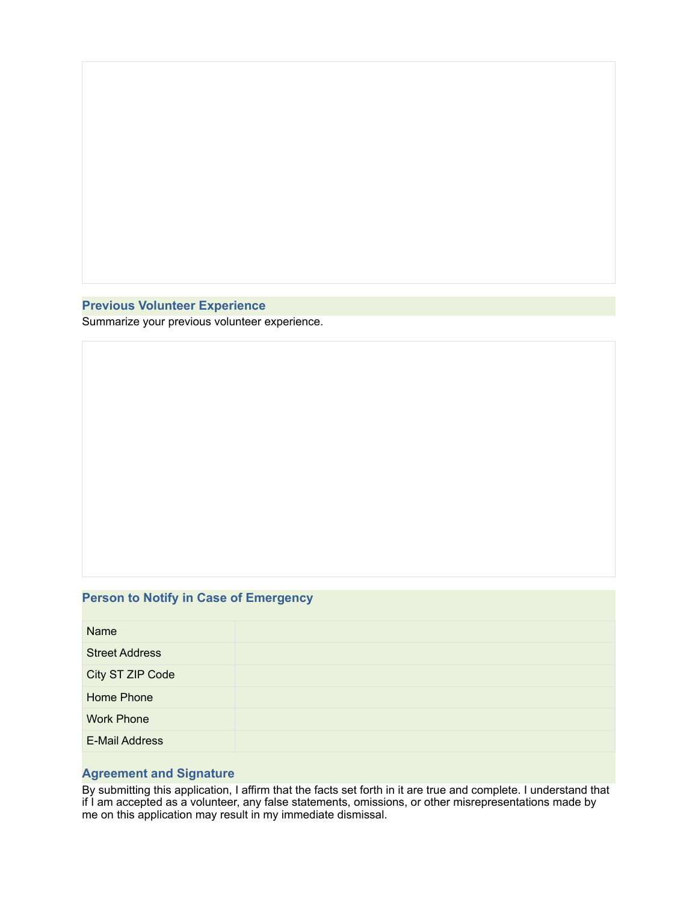## Previous Volunteer Experience

Summarize your previous volunteer experience.

## Person to Notify in Case of Emergency

| | |
|---|---|
| Name | |
| Street Address | |
| City ST ZIP Code | |
| Home Phone | |
| Work Phone | |
| E-Mail Address | |

## Agreement and Signature

By submitting this application, I affirm that the facts set forth in it are true and complete. I understand that if I am accepted as a volunteer, any false statements, omissions, or other misrepresentations made by me on this application may result in my immediate dismissal.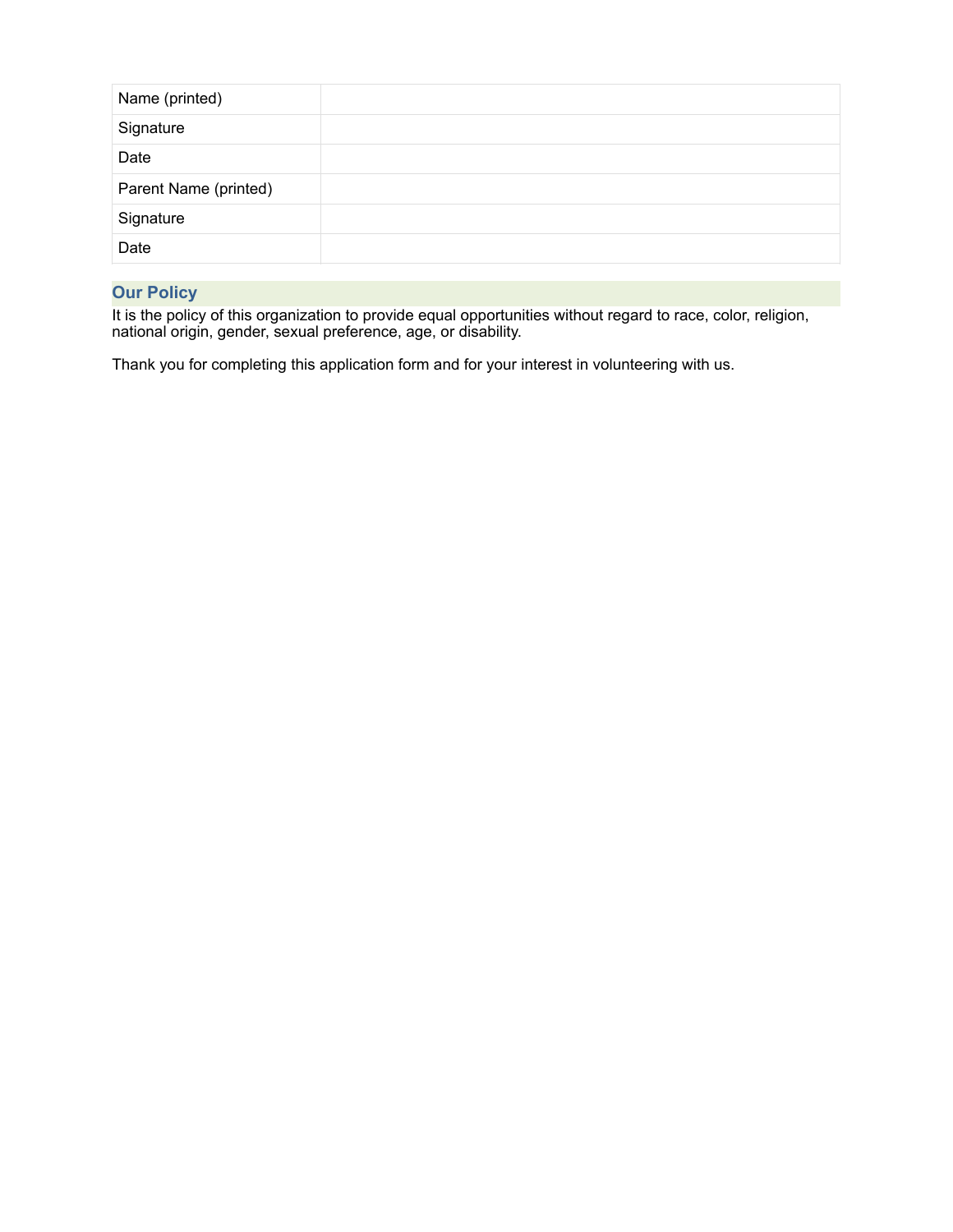| | |
|---|---|
| Name (printed) | |
| Signature | |
| Date | |
| Parent Name (printed) | |
| Signature | |
| Date | |

## Our Policy

It is the policy of this organization to provide equal opportunities without regard to race, color, religion, national origin, gender, sexual preference, age, or disability.

Thank you for completing this application form and for your interest in volunteering with us.